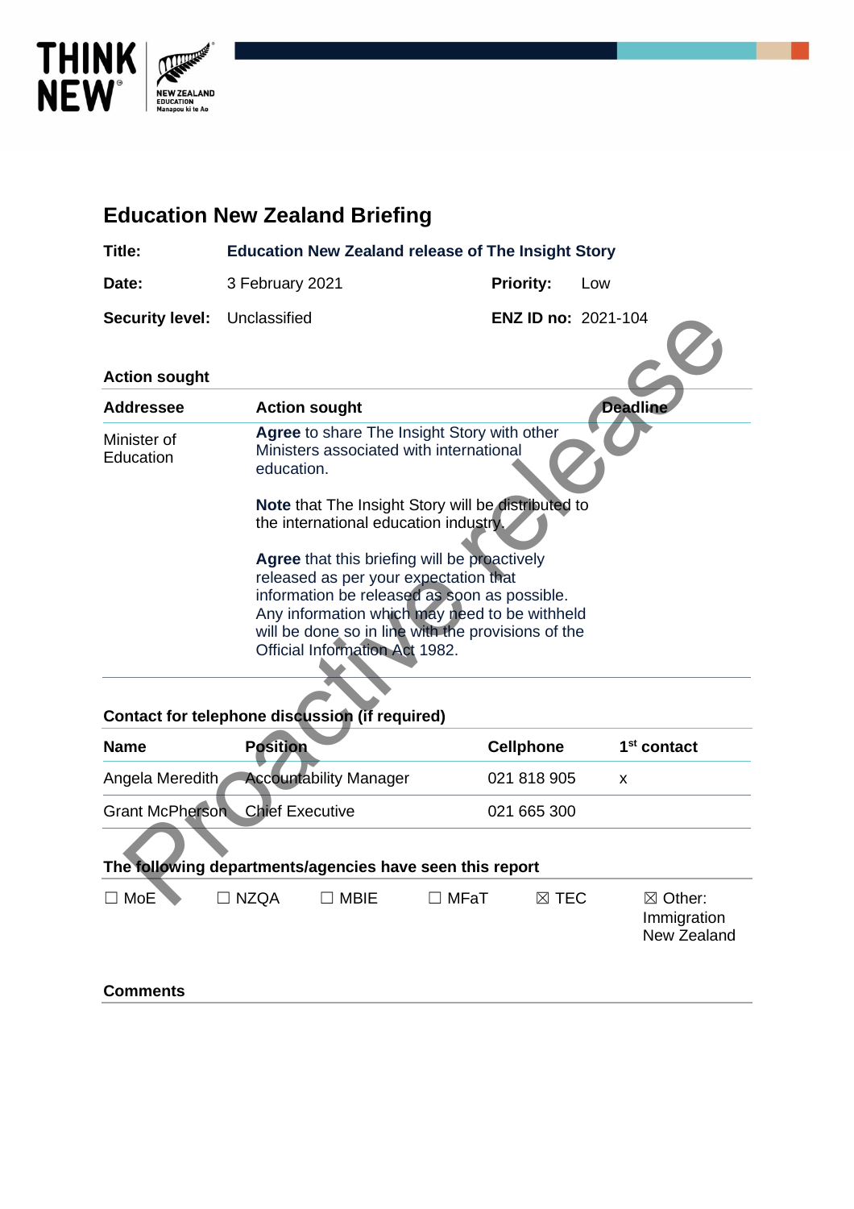# Education New Zealand Briefing

| | | | |
|---|---|---|---|
| **Title:** | **Education New Zealand release of The Insight Story** | | |
| **Date:** | 3 February 2021 | **Priority:** | Low |
| **Security level:** | Unclassified | **ENZ ID no:** | 2021-104 |

## Action sought

| Addressee | Action sought | Deadline |
|---|---|---|
| Minister of Education | **Agree** to share The Insight Story with other Ministers associated with international education.<br><br>**Note** that The Insight Story will be distributed to the international education industry.<br><br>**Agree** that this briefing will be proactively released as per your expectation that information be released as soon as possible. Any information which may need to be withheld will be done so in line with the provisions of the Official Information Act 1982. | |

## Contact for telephone discussion (if required)

| Name | Position | Cellphone | 1st contact |
|---|---|---|---|
| Angela Meredith | Accountability Manager | 021 818 905 | x |
| Grant McPherson | Chief Executive | 021 665 300 | |

## The following departments/agencies have seen this report

☐ MoE ☐ NZQA ☐ MBIE ☐ MFaT ☒ TEC ☒ Other: Immigration New Zealand

## Comments

Proactive release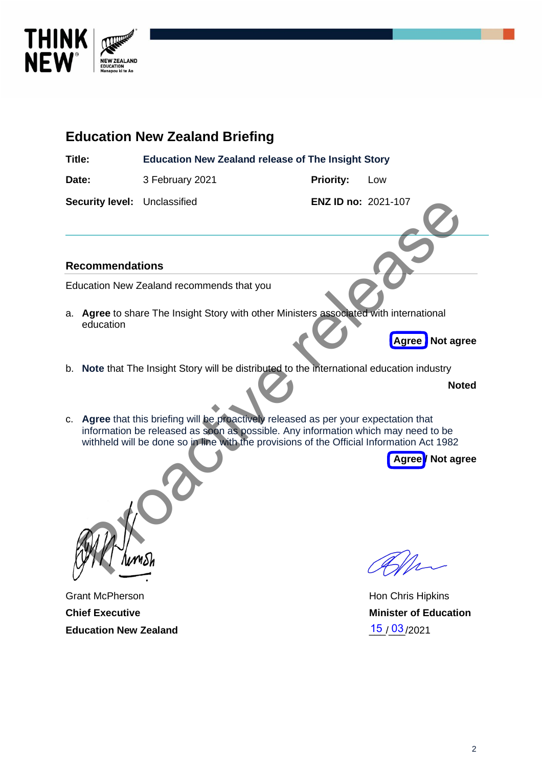## Education New Zealand Briefing

**Title:** **Education New Zealand release of The Insight Story**

**Date:** 3 February 2021 **Priority:** Low

**Security level:** Unclassified **ENZ ID no:** 2021-107

### Recommendations

Education New Zealand recommends that you

a. **Agree** to share The Insight Story with other Ministers associated with international education

**Agree** / **Not agree**

b. **Note** that The Insight Story will be distributed to the international education industry

**Noted**

c. **Agree** that this briefing will be proactively released as per your expectation that information be released as soon as possible. Any information which may need to be withheld will be done so in line with the provisions of the Official Information Act 1982

**Agree** / **Not agree**

Grant McPherson
**Chief Executive**
**Education New Zealand**

Hon Chris Hipkins
**Minister of Education**
15 / 03 /2021

Proactive release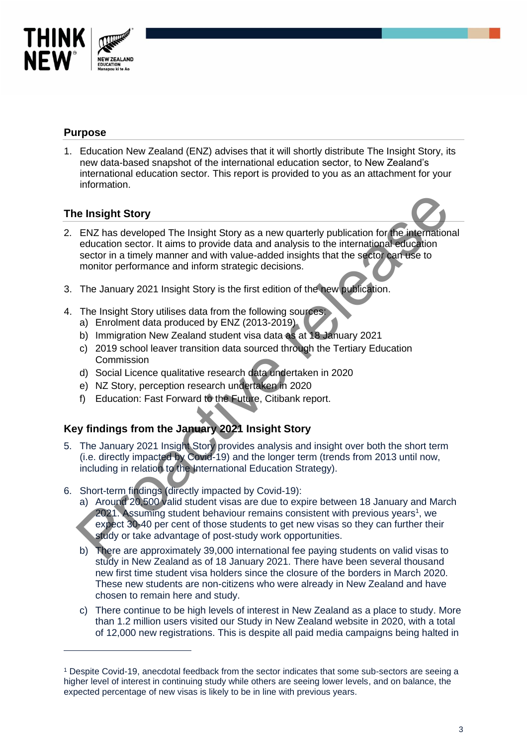## Purpose

1. Education New Zealand (ENZ) advises that it will shortly distribute The Insight Story, its new data-based snapshot of the international education sector, to New Zealand's international education sector. This report is provided to you as an attachment for your information.

## The Insight Story

2. ENZ has developed The Insight Story as a new quarterly publication for the international education sector. It aims to provide data and analysis to the international education sector in a timely manner and with value-added insights that the sector can use to monitor performance and inform strategic decisions.

3. The January 2021 Insight Story is the first edition of the new publication.

4. The Insight Story utilises data from the following sources:
   a) Enrolment data produced by ENZ (2013-2019)
   b) Immigration New Zealand student visa data as at 18 January 2021
   c) 2019 school leaver transition data sourced through the Tertiary Education Commission
   d) Social Licence qualitative research data undertaken in 2020
   e) NZ Story, perception research undertaken in 2020
   f) Education: Fast Forward to the Future, Citibank report.

## Key findings from the January 2021 Insight Story

5. The January 2021 Insight Story provides analysis and insight over both the short term (i.e. directly impacted by Covid-19) and the longer term (trends from 2013 until now, including in relation to the International Education Strategy).

6. Short-term findings (directly impacted by Covid-19):
   a) Around 20,500 valid student visas are due to expire between 18 January and March 2021. Assuming student behaviour remains consistent with previous years[1], we expect 30-40 per cent of those students to get new visas so they can further their study or take advantage of post-study work opportunities.
   b) There are approximately 39,000 international fee paying students on valid visas to study in New Zealand as of 18 January 2021. There have been several thousand new first time student visa holders since the closure of the borders in March 2020. These new students are non-citizens who were already in New Zealand and have chosen to remain here and study.
   c) There continue to be high levels of interest in New Zealand as a place to study. More than 1.2 million users visited our Study in New Zealand website in 2020, with a total of 12,000 new registrations. This is despite all paid media campaigns being halted in

[1] Despite Covid-19, anecdotal feedback from the sector indicates that some sub-sectors are seeing a higher level of interest in continuing study while others are seeing lower levels, and on balance, the expected percentage of new visas is likely to be in line with previous years.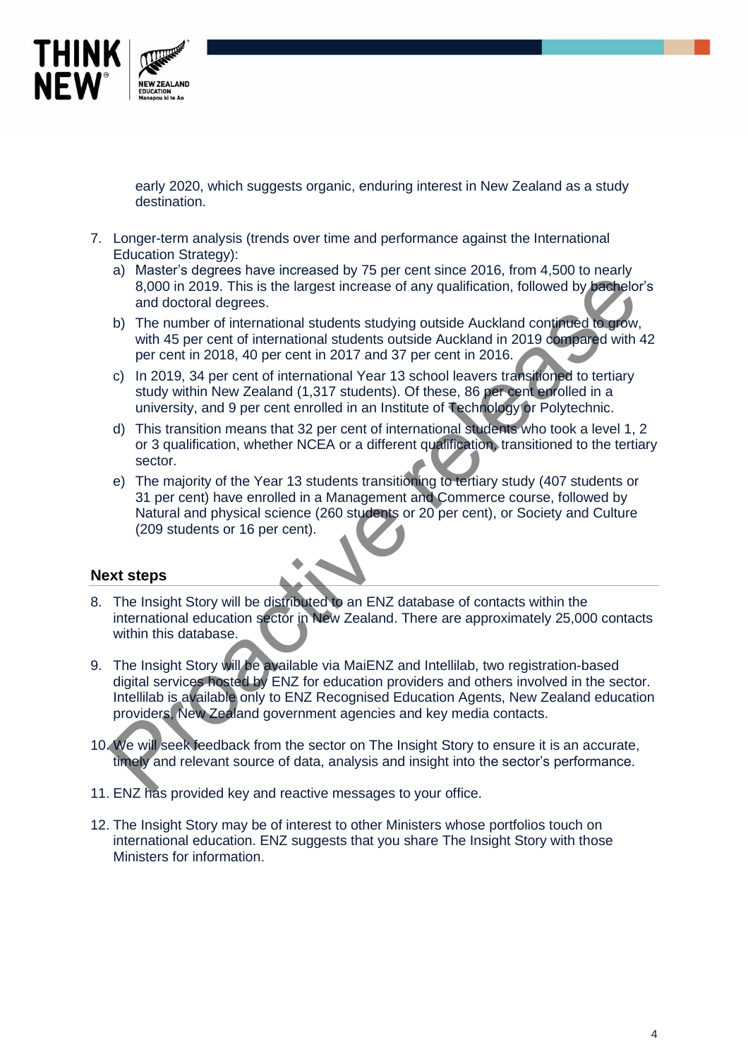early 2020, which suggests organic, enduring interest in New Zealand as a study destination.

7. Longer-term analysis (trends over time and performance against the International Education Strategy):
   a) Master's degrees have increased by 75 per cent since 2016, from 4,500 to nearly 8,000 in 2019. This is the largest increase of any qualification, followed by bachelor's and doctoral degrees.
   b) The number of international students studying outside Auckland continued to grow, with 45 per cent of international students outside Auckland in 2019 compared with 42 per cent in 2018, 40 per cent in 2017 and 37 per cent in 2016.
   c) In 2019, 34 per cent of international Year 13 school leavers transitioned to tertiary study within New Zealand (1,317 students). Of these, 86 per cent enrolled in a university, and 9 per cent enrolled in an Institute of Technology or Polytechnic.
   d) This transition means that 32 per cent of international students who took a level 1, 2 or 3 qualification, whether NCEA or a different qualification, transitioned to the tertiary sector.
   e) The majority of the Year 13 students transitioning to tertiary study (407 students or 31 per cent) have enrolled in a Management and Commerce course, followed by Natural and physical science (260 students or 20 per cent), or Society and Culture (209 students or 16 per cent).

## Next steps

8. The Insight Story will be distributed to an ENZ database of contacts within the international education sector in New Zealand. There are approximately 25,000 contacts within this database.

9. The Insight Story will be available via MaiENZ and Intellilab, two registration-based digital services hosted by ENZ for education providers and others involved in the sector. Intellilab is available only to ENZ Recognised Education Agents, New Zealand education providers, New Zealand government agencies and key media contacts.

10. We will seek feedback from the sector on The Insight Story to ensure it is an accurate, timely and relevant source of data, analysis and insight into the sector's performance.

11. ENZ has provided key and reactive messages to your office.

12. The Insight Story may be of interest to other Ministers whose portfolios touch on international education. ENZ suggests that you share The Insight Story with those Ministers for information.